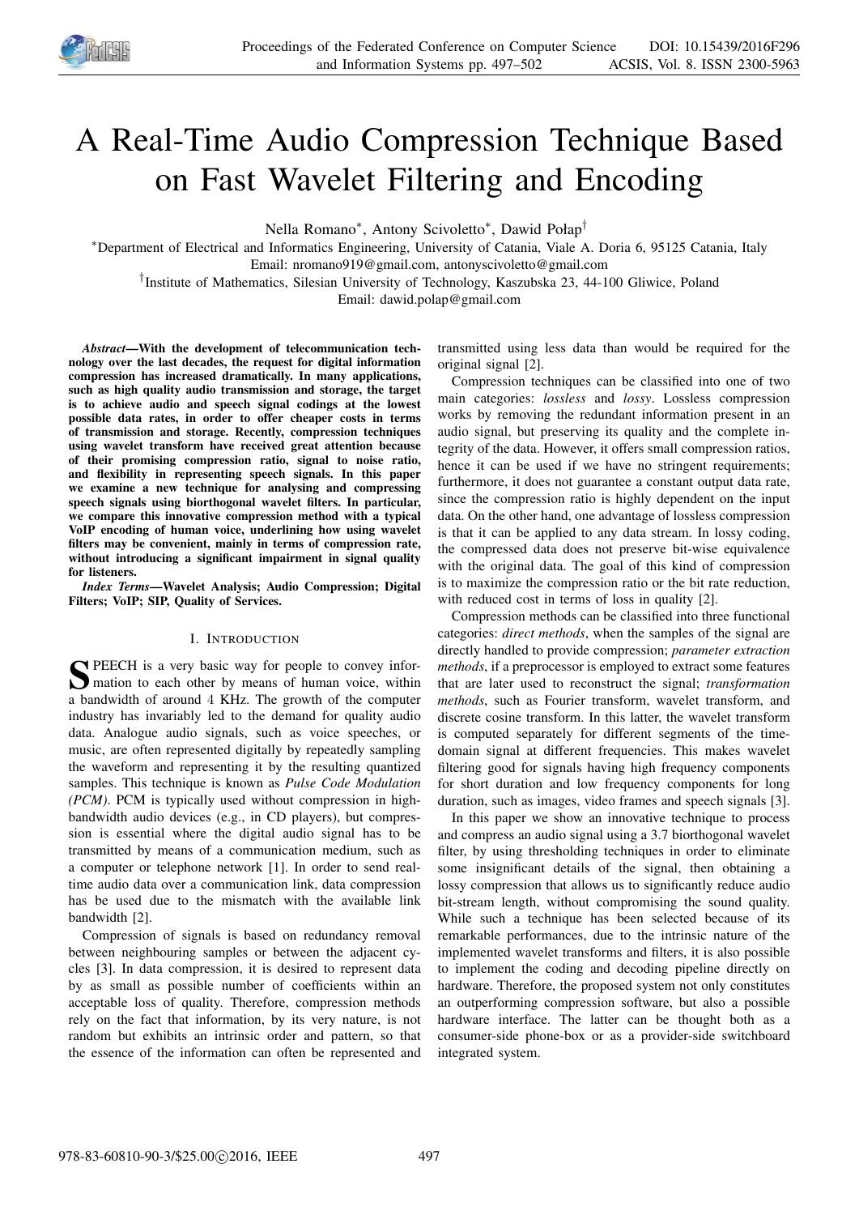# A Real-Time Audio Compression Technique Based on Fast Wavelet Filtering and Encoding

Nella Romano*, Antony Scivoletto*, Dawid Połap†

*Department of Electrical and Informatics Engineering, University of Catania, Viale A. Doria 6, 95125 Catania, Italy
Email: nromano919@gmail.com, antonyscivoletto@gmail.com

†Institute of Mathematics, Silesian University of Technology, Kaszubska 23, 44-100 Gliwice, Poland
Email: dawid.polap@gmail.com

***Abstract*—With the development of telecommunication technology over the last decades, the request for digital information compression has increased dramatically. In many applications, such as high quality audio transmission and storage, the target is to achieve audio and speech signal codings at the lowest possible data rates, in order to offer cheaper costs in terms of transmission and storage. Recently, compression techniques using wavelet transform have received great attention because of their promising compression ratio, signal to noise ratio, and flexibility in representing speech signals. In this paper we examine a new technique for analysing and compressing speech signals using biorthogonal wavelet filters. In particular, we compare this innovative compression method with a typical VoIP encoding of human voice, underlining how using wavelet filters may be convenient, mainly in terms of compression rate, without introducing a significant impairment in signal quality for listeners.**

***Index Terms*—Wavelet Analysis; Audio Compression; Digital Filters; VoIP; SIP, Quality of Services.**

## I. Introduction

SPEECH is a very basic way for people to convey information to each other by means of human voice, within a bandwidth of around 4 KHz. The growth of the computer industry has invariably led to the demand for quality audio data. Analogue audio signals, such as voice speeches, or music, are often represented digitally by repeatedly sampling the waveform and representing it by the resulting quantized samples. This technique is known as *Pulse Code Modulation (PCM)*. PCM is typically used without compression in high-bandwidth audio devices (e.g., in CD players), but compression is essential where the digital audio signal has to be transmitted by means of a communication medium, such as a computer or telephone network [1]. In order to send real-time audio data over a communication link, data compression has be used due to the mismatch with the available link bandwidth [2].

Compression of signals is based on redundancy removal between neighbouring samples or between the adjacent cycles [3]. In data compression, it is desired to represent data by as small as possible number of coefficients within an acceptable loss of quality. Therefore, compression methods rely on the fact that information, by its very nature, is not random but exhibits an intrinsic order and pattern, so that the essence of the information can often be represented and transmitted using less data than would be required for the original signal [2].

Compression techniques can be classified into one of two main categories: *lossless* and *lossy*. Lossless compression works by removing the redundant information present in an audio signal, but preserving its quality and the complete integrity of the data. However, it offers small compression ratios, hence it can be used if we have no stringent requirements; furthermore, it does not guarantee a constant output data rate, since the compression ratio is highly dependent on the input data. On the other hand, one advantage of lossless compression is that it can be applied to any data stream. In lossy coding, the compressed data does not preserve bit-wise equivalence with the original data. The goal of this kind of compression is to maximize the compression ratio or the bit rate reduction, with reduced cost in terms of loss in quality [2].

Compression methods can be classified into three functional categories: *direct methods*, when the samples of the signal are directly handled to provide compression; *parameter extraction methods*, if a preprocessor is employed to extract some features that are later used to reconstruct the signal; *transformation methods*, such as Fourier transform, wavelet transform, and discrete cosine transform. In this latter, the wavelet transform is computed separately for different segments of the time-domain signal at different frequencies. This makes wavelet filtering good for signals having high frequency components for short duration and low frequency components for long duration, such as images, video frames and speech signals [3].

In this paper we show an innovative technique to process and compress an audio signal using a 3.7 biorthogonal wavelet filter, by using thresholding techniques in order to eliminate some insignificant details of the signal, then obtaining a lossy compression that allows us to significantly reduce audio bit-stream length, without compromising the sound quality. While such a technique has been selected because of its remarkable performances, due to the intrinsic nature of the implemented wavelet transforms and filters, it is also possible to implement the coding and decoding pipeline directly on hardware. Therefore, the proposed system not only constitutes an outperforming compression software, but also a possible hardware interface. The latter can be thought both as a consumer-side phone-box or as a provider-side switchboard integrated system.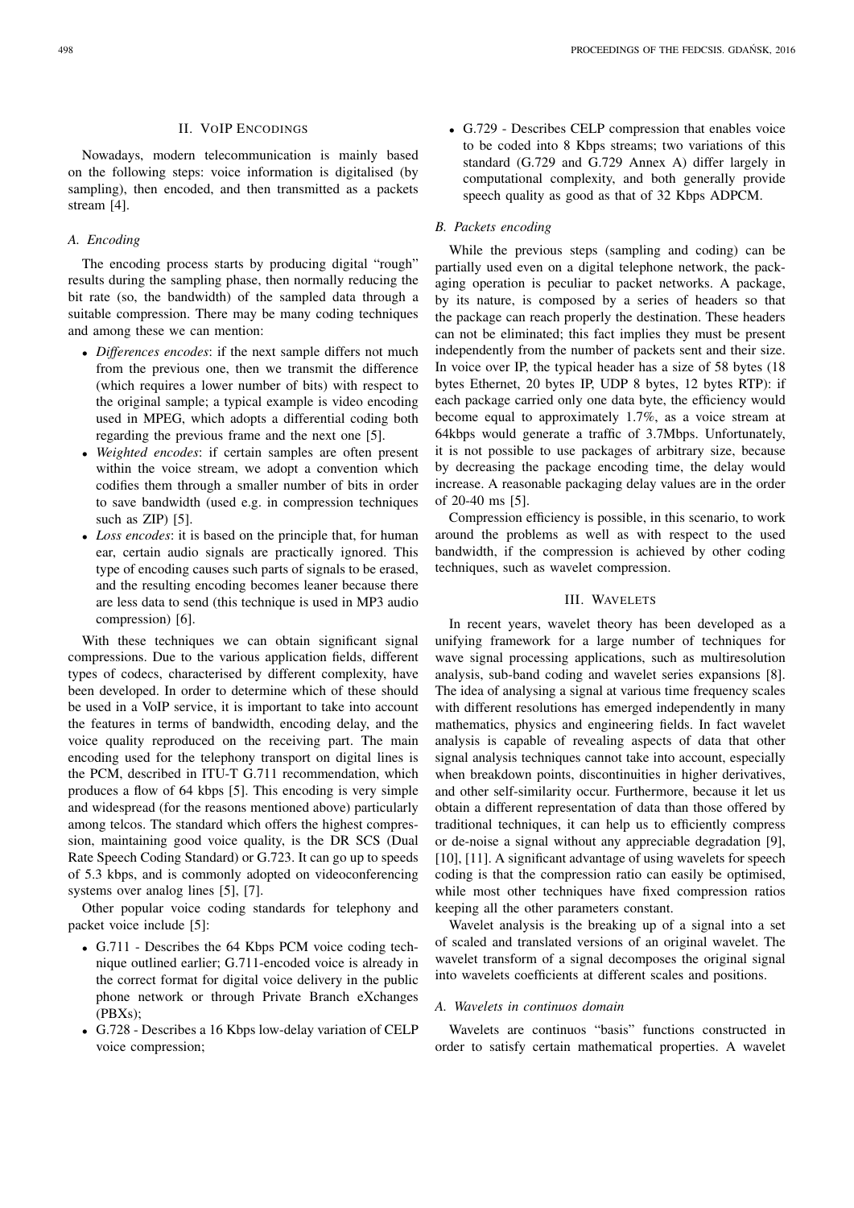## II. VoIP Encodings

Nowadays, modern telecommunication is mainly based on the following steps: voice information is digitalised (by sampling), then encoded, and then transmitted as a packets stream [4].

### A. Encoding

The encoding process starts by producing digital "rough" results during the sampling phase, then normally reducing the bit rate (so, the bandwidth) of the sampled data through a suitable compression. There may be many coding techniques and among these we can mention:

- *Differences encodes*: if the next sample differs not much from the previous one, then we transmit the difference (which requires a lower number of bits) with respect to the original sample; a typical example is video encoding used in MPEG, which adopts a differential coding both regarding the previous frame and the next one [5].
- *Weighted encodes*: if certain samples are often present within the voice stream, we adopt a convention which codifies them through a smaller number of bits in order to save bandwidth (used e.g. in compression techniques such as ZIP) [5].
- *Loss encodes*: it is based on the principle that, for human ear, certain audio signals are practically ignored. This type of encoding causes such parts of signals to be erased, and the resulting encoding becomes leaner because there are less data to send (this technique is used in MP3 audio compression) [6].

With these techniques we can obtain significant signal compressions. Due to the various application fields, different types of codecs, characterised by different complexity, have been developed. In order to determine which of these should be used in a VoIP service, it is important to take into account the features in terms of bandwidth, encoding delay, and the voice quality reproduced on the receiving part. The main encoding used for the telephony transport on digital lines is the PCM, described in ITU-T G.711 recommendation, which produces a flow of 64 kbps [5]. This encoding is very simple and widespread (for the reasons mentioned above) particularly among telcos. The standard which offers the highest compression, maintaining good voice quality, is the DR SCS (Dual Rate Speech Coding Standard) or G.723. It can go up to speeds of 5.3 kbps, and is commonly adopted on videoconferencing systems over analog lines [5], [7].

Other popular voice coding standards for telephony and packet voice include [5]:

- G.711 - Describes the 64 Kbps PCM voice coding technique outlined earlier; G.711-encoded voice is already in the correct format for digital voice delivery in the public phone network or through Private Branch eXchanges (PBXs);
- G.728 - Describes a 16 Kbps low-delay variation of CELP voice compression;
- G.729 - Describes CELP compression that enables voice to be coded into 8 Kbps streams; two variations of this standard (G.729 and G.729 Annex A) differ largely in computational complexity, and both generally provide speech quality as good as that of 32 Kbps ADPCM.

### B. Packets encoding

While the previous steps (sampling and coding) can be partially used even on a digital telephone network, the packaging operation is peculiar to packet networks. A package, by its nature, is composed by a series of headers so that the package can reach properly the destination. These headers can not be eliminated; this fact implies they must be present independently from the number of packets sent and their size. In voice over IP, the typical header has a size of 58 bytes (18 bytes Ethernet, 20 bytes IP, UDP 8 bytes, 12 bytes RTP): if each package carried only one data byte, the efficiency would become equal to approximately 1.7%, as a voice stream at 64kbps would generate a traffic of 3.7Mbps. Unfortunately, it is not possible to use packages of arbitrary size, because by decreasing the package encoding time, the delay would increase. A reasonable packaging delay values are in the order of 20-40 ms [5].

Compression efficiency is possible, in this scenario, to work around the problems as well as with respect to the used bandwidth, if the compression is achieved by other coding techniques, such as wavelet compression.

## III. Wavelets

In recent years, wavelet theory has been developed as a unifying framework for a large number of techniques for wave signal processing applications, such as multiresolution analysis, sub-band coding and wavelet series expansions [8]. The idea of analysing a signal at various time frequency scales with different resolutions has emerged independently in many mathematics, physics and engineering fields. In fact wavelet analysis is capable of revealing aspects of data that other signal analysis techniques cannot take into account, especially when breakdown points, discontinuities in higher derivatives, and other self-similarity occur. Furthermore, because it let us obtain a different representation of data than those offered by traditional techniques, it can help us to efficiently compress or de-noise a signal without any appreciable degradation [9], [10], [11]. A significant advantage of using wavelets for speech coding is that the compression ratio can easily be optimised, while most other techniques have fixed compression ratios keeping all the other parameters constant.

Wavelet analysis is the breaking up of a signal into a set of scaled and translated versions of an original wavelet. The wavelet transform of a signal decomposes the original signal into wavelets coefficients at different scales and positions.

### A. Wavelets in continuos domain

Wavelets are continuos "basis" functions constructed in order to satisfy certain mathematical properties. A wavelet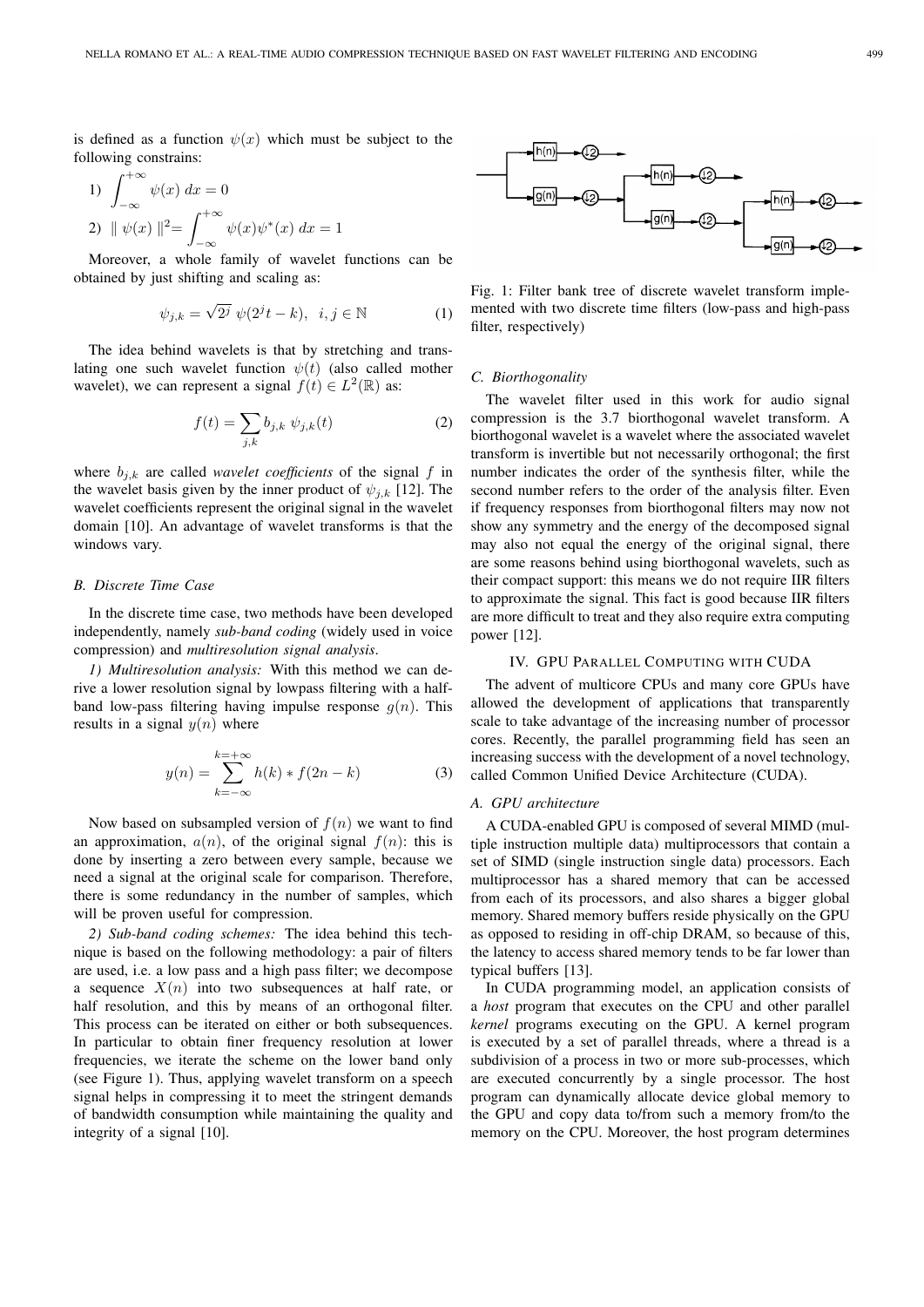is defined as a function $\psi(x)$ which must be subject to the following constrains:

1) $\int_{-\infty}^{+\infty} \psi(x)\, dx = 0$

2) $\parallel \psi(x) \parallel^2 = \int_{-\infty}^{+\infty} \psi(x)\psi^*(x)\, dx = 1$

Moreover, a whole family of wavelet functions can be obtained by just shifting and scaling as:

$$\psi_{j,k} = \sqrt{2^j}\ \psi(2^j t - k),\ \ i, j \in \mathbb{N} \tag{1}$$

The idea behind wavelets is that by stretching and translating one such wavelet function $\psi(t)$ (also called mother wavelet), we can represent a signal $f(t) \in L^2(\mathbb{R})$ as:

$$f(t) = \sum_{j,k} b_{j,k}\ \psi_{j,k}(t) \tag{2}$$

where $b_{j,k}$ are called *wavelet coefficients* of the signal $f$ in the wavelet basis given by the inner product of $\psi_{j,k}$ [12]. The wavelet coefficients represent the original signal in the wavelet domain [10]. An advantage of wavelet transforms is that the windows vary.

### B. Discrete Time Case

In the discrete time case, two methods have been developed independently, namely *sub-band coding* (widely used in voice compression) and *multiresolution signal analysis*.

*1) Multiresolution analysis:* With this method we can derive a lower resolution signal by lowpass filtering with a half-band low-pass filtering having impulse response $g(n)$. This results in a signal $y(n)$ where

$$y(n) = \sum_{k=-\infty}^{k=+\infty} h(k) * f(2n - k) \tag{3}$$

Now based on subsampled version of $f(n)$ we want to find an approximation, $a(n)$, of the original signal $f(n)$: this is done by inserting a zero between every sample, because we need a signal at the original scale for comparison. Therefore, there is some redundancy in the number of samples, which will be proven useful for compression.

*2) Sub-band coding schemes:* The idea behind this technique is based on the following methodology: a pair of filters are used, i.e. a low pass and a high pass filter; we decompose a sequence $X(n)$ into two subsequences at half rate, or half resolution, and this by means of an orthogonal filter. This process can be iterated on either or both subsequences. In particular to obtain finer frequency resolution at lower frequencies, we iterate the scheme on the lower band only (see Figure 1). Thus, applying wavelet transform on a speech signal helps in compressing it to meet the stringent demands of bandwidth consumption while maintaining the quality and integrity of a signal [10].

Fig. 1: Filter bank tree of discrete wavelet transform implemented with two discrete time filters (low-pass and high-pass filter, respectively)

### C. Biorthogonality

The wavelet filter used in this work for audio signal compression is the 3.7 biorthogonal wavelet transform. A biorthogonal wavelet is a wavelet where the associated wavelet transform is invertible but not necessarily orthogonal; the first number indicates the order of the synthesis filter, while the second number refers to the order of the analysis filter. Even if frequency responses from biorthogonal filters may now not show any symmetry and the energy of the decomposed signal may also not equal the energy of the original signal, there are some reasons behind using biorthogonal wavelets, such as their compact support: this means we do not require IIR filters to approximate the signal. This fact is good because IIR filters are more difficult to treat and they also require extra computing power [12].

## IV. GPU Parallel Computing with CUDA

The advent of multicore CPUs and many core GPUs have allowed the development of applications that transparently scale to take advantage of the increasing number of processor cores. Recently, the parallel programming field has seen an increasing success with the development of a novel technology, called Common Unified Device Architecture (CUDA).

### A. GPU architecture

A CUDA-enabled GPU is composed of several MIMD (multiple instruction multiple data) multiprocessors that contain a set of SIMD (single instruction single data) processors. Each multiprocessor has a shared memory that can be accessed from each of its processors, and also shares a bigger global memory. Shared memory buffers reside physically on the GPU as opposed to residing in off-chip DRAM, so because of this, the latency to access shared memory tends to be far lower than typical buffers [13].

In CUDA programming model, an application consists of a *host* program that executes on the CPU and other parallel *kernel* programs executing on the GPU. A kernel program is executed by a set of parallel threads, where a thread is a subdivision of a process in two or more sub-processes, which are executed concurrently by a single processor. The host program can dynamically allocate device global memory to the GPU and copy data to/from such a memory from/to the memory on the CPU. Moreover, the host program determines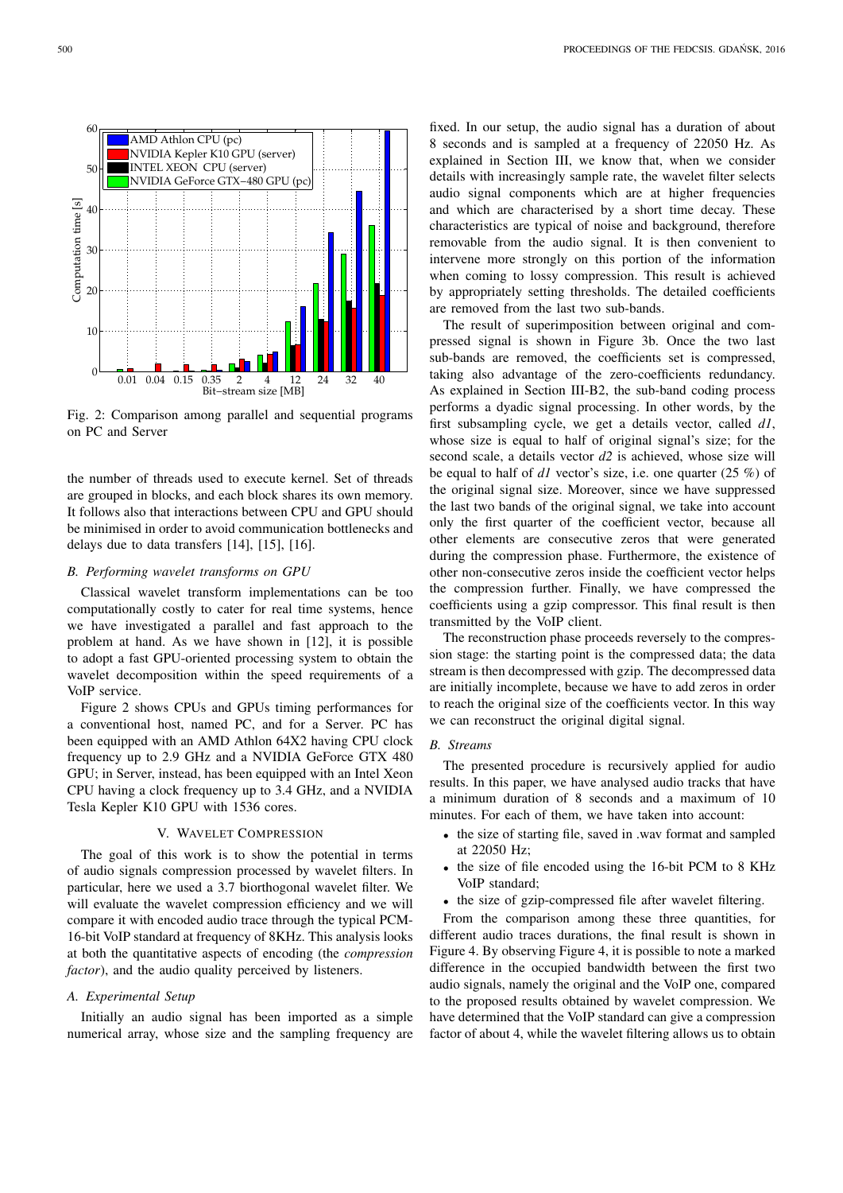Fig. 2: Comparison among parallel and sequential programs on PC and Server

the number of threads used to execute kernel. Set of threads are grouped in blocks, and each block shares its own memory. It follows also that interactions between CPU and GPU should be minimised in order to avoid communication bottlenecks and delays due to data transfers [14], [15], [16].

### B. Performing wavelet transforms on GPU

Classical wavelet transform implementations can be too computationally costly to cater for real time systems, hence we have investigated a parallel and fast approach to the problem at hand. As we have shown in [12], it is possible to adopt a fast GPU-oriented processing system to obtain the wavelet decomposition within the speed requirements of a VoIP service.

Figure 2 shows CPUs and GPUs timing performances for a conventional host, named PC, and for a Server. PC has been equipped with an AMD Athlon 64X2 having CPU clock frequency up to 2.9 GHz and a NVIDIA GeForce GTX 480 GPU; in Server, instead, has been equipped with an Intel Xeon CPU having a clock frequency up to 3.4 GHz, and a NVIDIA Tesla Kepler K10 GPU with 1536 cores.

## V. Wavelet Compression

The goal of this work is to show the potential in terms of audio signals compression processed by wavelet filters. In particular, here we used a 3.7 biorthogonal wavelet filter. We will evaluate the wavelet compression efficiency and we will compare it with encoded audio trace through the typical PCM-16-bit VoIP standard at frequency of 8KHz. This analysis looks at both the quantitative aspects of encoding (the *compression factor*), and the audio quality perceived by listeners.

### A. Experimental Setup

Initially an audio signal has been imported as a simple numerical array, whose size and the sampling frequency are fixed. In our setup, the audio signal has a duration of about 8 seconds and is sampled at a frequency of 22050 Hz. As explained in Section III, we know that, when we consider details with increasingly sample rate, the wavelet filter selects audio signal components which are at higher frequencies and which are characterised by a short time decay. These characteristics are typical of noise and background, therefore removable from the audio signal. It is then convenient to intervene more strongly on this portion of the information when coming to lossy compression. This result is achieved by appropriately setting thresholds. The detailed coefficients are removed from the last two sub-bands.

The result of superimposition between original and compressed signal is shown in Figure 3b. Once the two last sub-bands are removed, the coefficients set is compressed, taking also advantage of the zero-coefficients redundancy. As explained in Section III-B2, the sub-band coding process performs a dyadic signal processing. In other words, by the first subsampling cycle, we get a details vector, called *d1*, whose size is equal to half of original signal's size; for the second scale, a details vector *d2* is achieved, whose size will be equal to half of *d1* vector's size, i.e. one quarter (25 %) of the original signal size. Moreover, since we have suppressed the last two bands of the original signal, we take into account only the first quarter of the coefficient vector, because all other elements are consecutive zeros that were generated during the compression phase. Furthermore, the existence of other non-consecutive zeros inside the coefficient vector helps the compression further. Finally, we have compressed the coefficients using a gzip compressor. This final result is then transmitted by the VoIP client.

The reconstruction phase proceeds reversely to the compression stage: the starting point is the compressed data; the data stream is then decompressed with gzip. The decompressed data are initially incomplete, because we have to add zeros in order to reach the original size of the coefficients vector. In this way we can reconstruct the original digital signal.

### B. Streams

The presented procedure is recursively applied for audio results. In this paper, we have analysed audio tracks that have a minimum duration of 8 seconds and a maximum of 10 minutes. For each of them, we have taken into account:

- the size of starting file, saved in .wav format and sampled at 22050 Hz;
- the size of file encoded using the 16-bit PCM to 8 KHz VoIP standard;
- the size of gzip-compressed file after wavelet filtering.

From the comparison among these three quantities, for different audio traces durations, the final result is shown in Figure 4. By observing Figure 4, it is possible to note a marked difference in the occupied bandwidth between the first two audio signals, namely the original and the VoIP one, compared to the proposed results obtained by wavelet compression. We have determined that the VoIP standard can give a compression factor of about 4, while the wavelet filtering allows us to obtain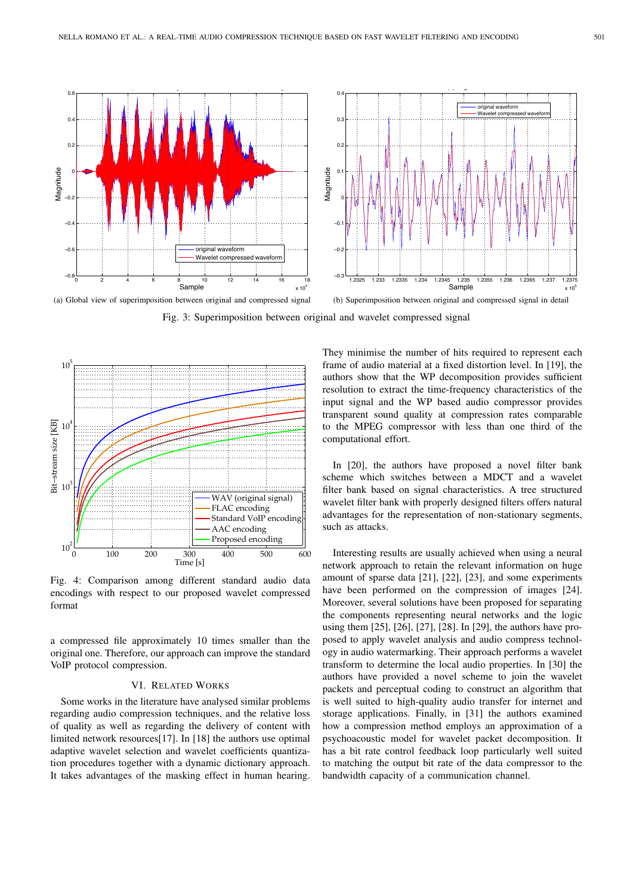(a) Global view of superimposition between original and compressed signal

(b) Superimposition between original and compressed signal in detail

Fig. 3: Superimposition between original and wavelet compressed signal

Fig. 4: Comparison among different standard audio data encodings with respect to our proposed wavelet compressed format

a compressed file approximately 10 times smaller than the original one. Therefore, our approach can improve the standard VoIP protocol compression.

## VI. Related Works

Some works in the literature have analysed similar problems regarding audio compression techniques, and the relative loss of quality as well as regarding the delivery of content with limited network resources[17]. In [18] the authors use optimal adaptive wavelet selection and wavelet coefficients quantization procedures together with a dynamic dictionary approach. It takes advantages of the masking effect in human hearing. They minimise the number of hits required to represent each frame of audio material at a fixed distortion level. In [19], the authors show that the WP decomposition provides sufficient resolution to extract the time-frequency characteristics of the input signal and the WP based audio compressor provides transparent sound quality at compression rates comparable to the MPEG compressor with less than one third of the computational effort.

In [20], the authors have proposed a novel filter bank scheme which switches between a MDCT and a wavelet filter bank based on signal characteristics. A tree structured wavelet filter bank with properly designed filters offers natural advantages for the representation of non-stationary segments, such as attacks.

Interesting results are usually achieved when using a neural network approach to retain the relevant information on huge amount of sparse data [21], [22], [23], and some experiments have been performed on the compression of images [24]. Moreover, several solutions have been proposed for separating the components representing neural networks and the logic using them [25], [26], [27], [28]. In [29], the authors have proposed to apply wavelet analysis and audio compress technology in audio watermarking. Their approach performs a wavelet transform to determine the local audio properties. In [30] the authors have provided a novel scheme to join the wavelet packets and perceptual coding to construct an algorithm that is well suited to high-quality audio transfer for internet and storage applications. Finally, in [31] the authors examined how a compression method employs an approximation of a psychoacoustic model for wavelet packet decomposition. It has a bit rate control feedback loop particularly well suited to matching the output bit rate of the data compressor to the bandwidth capacity of a communication channel.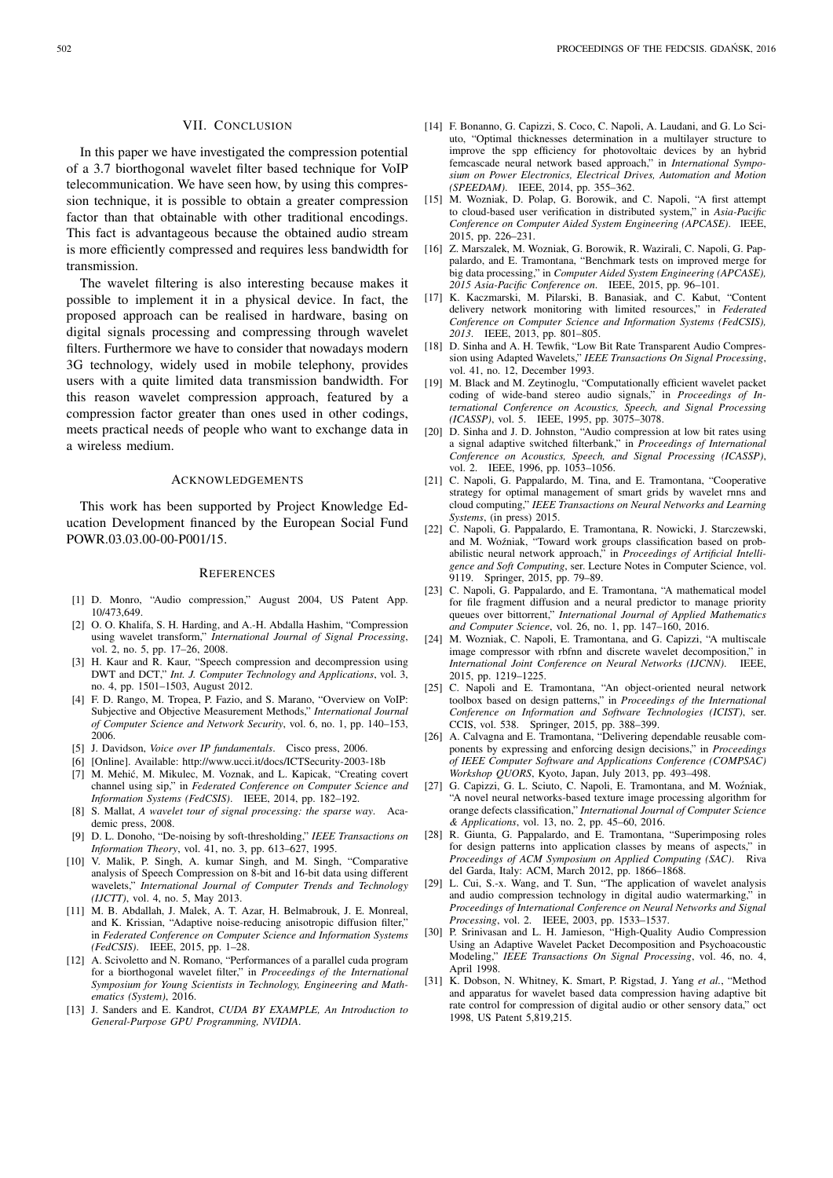## VII. Conclusion

In this paper we have investigated the compression potential of a 3.7 biorthogonal wavelet filter based technique for VoIP telecommunication. We have seen how, by using this compression technique, it is possible to obtain a greater compression factor than that obtainable with other traditional encodings. This fact is advantageous because the obtained audio stream is more efficiently compressed and requires less bandwidth for transmission.

The wavelet filtering is also interesting because makes it possible to implement it in a physical device. In fact, the proposed approach can be realised in hardware, basing on digital signals processing and compressing through wavelet filters. Furthermore we have to consider that nowadays modern 3G technology, widely used in mobile telephony, provides users with a quite limited data transmission bandwidth. For this reason wavelet compression approach, featured by a compression factor greater than ones used in other codings, meets practical needs of people who want to exchange data in a wireless medium.

## Acknowledgements

This work has been supported by Project Knowledge Education Development financed by the European Social Fund POWR.03.03.00-00-P001/15.

## References

[1] D. Monro, "Audio compression," August 2004, US Patent App. 10/473,649.

[2] O. O. Khalifa, S. H. Harding, and A.-H. Abdalla Hashim, "Compression using wavelet transform," *International Journal of Signal Processing*, vol. 2, no. 5, pp. 17–26, 2008.

[3] H. Kaur and R. Kaur, "Speech compression and decompression using DWT and DCT," *Int. J. Computer Technology and Applications*, vol. 3, no. 4, pp. 1501–1503, August 2012.

[4] F. D. Rango, M. Tropea, P. Fazio, and S. Marano, "Overview on VoIP: Subjective and Objective Measurement Methods," *International Journal of Computer Science and Network Security*, vol. 6, no. 1, pp. 140–153, 2006.

[5] J. Davidson, *Voice over IP fundamentals*. Cisco press, 2006.

[6] [Online]. Available: http://www.ucci.it/docs/ICTSecurity-2003-18b

[7] M. Mehić, M. Mikulec, M. Voznak, and L. Kapicak, "Creating covert channel using sip," in *Federated Conference on Computer Science and Information Systems (FedCSIS)*. IEEE, 2014, pp. 182–192.

[8] S. Mallat, *A wavelet tour of signal processing: the sparse way*. Academic press, 2008.

[9] D. L. Donoho, "De-noising by soft-thresholding," *IEEE Transactions on Information Theory*, vol. 41, no. 3, pp. 613–627, 1995.

[10] V. Malik, P. Singh, A. kumar Singh, and M. Singh, "Comparative analysis of Speech Compression on 8-bit and 16-bit data using different wavelets," *International Journal of Computer Trends and Technology (IJCTT)*, vol. 4, no. 5, May 2013.

[11] M. B. Abdallah, J. Malek, A. T. Azar, H. Belmabrouk, J. E. Monreal, and K. Krissian, "Adaptive noise-reducing anisotropic diffusion filter," in *Federated Conference on Computer Science and Information Systems (FedCSIS)*. IEEE, 2015, pp. 1–28.

[12] A. Scivoletto and N. Romano, "Performances of a parallel cuda program for a biorthogonal wavelet filter," in *Proceedings of the International Symposium for Young Scientists in Technology, Engineering and Mathematics (System)*, 2016.

[13] J. Sanders and E. Kandrot, *CUDA BY EXAMPLE, An Introduction to General-Purpose GPU Programming, NVIDIA*.

[14] F. Bonanno, G. Capizzi, S. Coco, C. Napoli, A. Laudani, and G. Lo Sciuto, "Optimal thicknesses determination in a multilayer structure to improve the spp efficiency for photovoltaic devices by an hybrid femcascade neural network based approach," in *International Symposium on Power Electronics, Electrical Drives, Automation and Motion (SPEEDAM)*. IEEE, 2014, pp. 355–362.

[15] M. Wozniak, D. Polap, G. Borowik, and C. Napoli, "A first attempt to cloud-based user verification in distributed system," in *Asia-Pacific Conference on Computer Aided System Engineering (APCASE)*. IEEE, 2015, pp. 226–231.

[16] Z. Marszalek, M. Wozniak, G. Borowik, R. Wazirali, C. Napoli, G. Pappalardo, and E. Tramontana, "Benchmark tests on improved merge for big data processing," in *Computer Aided System Engineering (APCASE), 2015 Asia-Pacific Conference on*. IEEE, 2015, pp. 96–101.

[17] K. Kaczmarski, M. Pilarski, B. Banasiak, and C. Kabut, "Content delivery network monitoring with limited resources," in *Federated Conference on Computer Science and Information Systems (FedCSIS), 2013*. IEEE, 2013, pp. 801–805.

[18] D. Sinha and A. H. Tewfik, "Low Bit Rate Transparent Audio Compression using Adapted Wavelets," *IEEE Transactions On Signal Processing*, vol. 41, no. 12, December 1993.

[19] M. Black and M. Zeytinoglu, "Computationally efficient wavelet packet coding of wide-band stereo audio signals," in *Proceedings of International Conference on Acoustics, Speech, and Signal Processing (ICASSP)*, vol. 5. IEEE, 1995, pp. 3075–3078.

[20] D. Sinha and J. D. Johnston, "Audio compression at low bit rates using a signal adaptive switched filterbank," in *Proceedings of International Conference on Acoustics, Speech, and Signal Processing (ICASSP)*, vol. 2. IEEE, 1996, pp. 1053–1056.

[21] C. Napoli, G. Pappalardo, M. Tina, and E. Tramontana, "Cooperative strategy for optimal management of smart grids by wavelet rnns and cloud computing," *IEEE Transactions on Neural Networks and Learning Systems*, (in press) 2015.

[22] C. Napoli, G. Pappalardo, E. Tramontana, R. Nowicki, J. Starczewski, and M. Woźniak, "Toward work groups classification based on probabilistic neural network approach," in *Proceedings of Artificial Intelligence and Soft Computing*, ser. Lecture Notes in Computer Science, vol. 9119. Springer, 2015, pp. 79–89.

[23] C. Napoli, G. Pappalardo, and E. Tramontana, "A mathematical model for file fragment diffusion and a neural predictor to manage priority queues over bittorrent," *International Journal of Applied Mathematics and Computer Science*, vol. 26, no. 1, pp. 147–160, 2016.

[24] M. Wozniak, C. Napoli, E. Tramontana, and G. Capizzi, "A multiscale image compressor with rbfnn and discrete wavelet decomposition," in *International Joint Conference on Neural Networks (IJCNN)*. IEEE, 2015, pp. 1219–1225.

[25] C. Napoli and E. Tramontana, "An object-oriented neural network toolbox based on design patterns," in *Proceedings of the International Conference on Information and Software Technologies (ICIST)*, ser. CCIS, vol. 538. Springer, 2015, pp. 388–399.

[26] A. Calvagna and E. Tramontana, "Delivering dependable reusable components by expressing and enforcing design decisions," in *Proceedings of IEEE Computer Software and Applications Conference (COMPSAC) Workshop QUORS*, Kyoto, Japan, July 2013, pp. 493–498.

[27] G. Capizzi, G. L. Sciuto, C. Napoli, E. Tramontana, and M. Woźniak, "A novel neural networks-based texture image processing algorithm for orange defects classification," *International Journal of Computer Science & Applications*, vol. 13, no. 2, pp. 45–60, 2016.

[28] R. Giunta, G. Pappalardo, and E. Tramontana, "Superimposing roles for design patterns into application classes by means of aspects," in *Proceedings of ACM Symposium on Applied Computing (SAC)*. Riva del Garda, Italy: ACM, March 2012, pp. 1866–1868.

[29] L. Cui, S.-x. Wang, and T. Sun, "The application of wavelet analysis and audio compression technology in digital audio watermarking," in *Proceedings of International Conference on Neural Networks and Signal Processing*, vol. 2. IEEE, 2003, pp. 1533–1537.

[30] P. Srinivasan and L. H. Jamieson, "High-Quality Audio Compression Using an Adaptive Wavelet Packet Decomposition and Psychoacoustic Modeling," *IEEE Transactions On Signal Processing*, vol. 46, no. 4, April 1998.

[31] K. Dobson, N. Whitney, K. Smart, P. Rigstad, J. Yang *et al.*, "Method and apparatus for wavelet based data compression having adaptive bit rate control for compression of digital audio or other sensory data," oct 1998, US Patent 5,819,215.